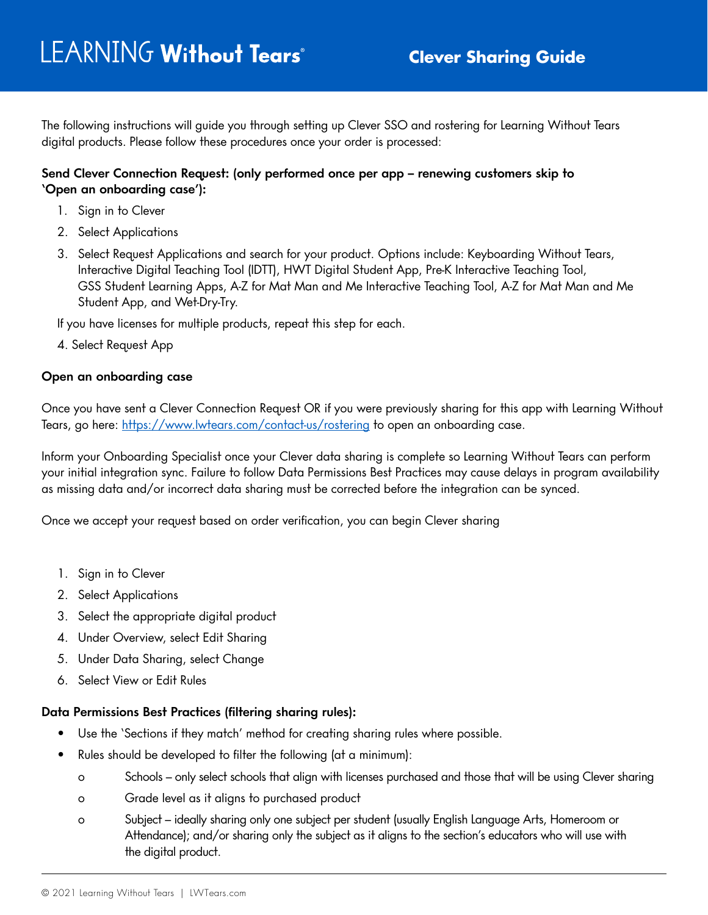# LEARNING Without Tears®

## Clever Sharing Guide

The following instructions will guide you through setting up Clever SSO and rostering for Learning Without Tears digital products. Please follow these procedures once your order is processed:

**Send Clever Connection Request: (only performed once per app – renewing customers skip to 'Open an onboarding case'):**

1. Sign in to Clever
2. Select Applications
3. Select Request Applications and search for your product. Options include: Keyboarding Without Tears, Interactive Digital Teaching Tool (IDTT), HWT Digital Student App, Pre-K Interactive Teaching Tool, GSS Student Learning Apps, A-Z for Mat Man and Me Interactive Teaching Tool, A-Z for Mat Man and Me Student App, and Wet-Dry-Try.

   If you have licenses for multiple products, repeat this step for each.

4. Select Request App

**Open an onboarding case**

Once you have sent a Clever Connection Request OR if you were previously sharing for this app with Learning Without Tears, go here: [https://www.lwtears.com/contact-us/rostering](https://www.lwtears.com/contact-us/rostering) to open an onboarding case.

Inform your Onboarding Specialist once your Clever data sharing is complete so Learning Without Tears can perform your initial integration sync. Failure to follow Data Permissions Best Practices may cause delays in program availability as missing data and/or incorrect data sharing must be corrected before the integration can be synced.

Once we accept your request based on order verification, you can begin Clever sharing

1. Sign in to Clever
2. Select Applications
3. Select the appropriate digital product
4. Under Overview, select Edit Sharing
5. Under Data Sharing, select Change
6. Select View or Edit Rules

**Data Permissions Best Practices (filtering sharing rules):**

- Use the 'Sections if they match' method for creating sharing rules where possible.
- Rules should be developed to filter the following (at a minimum):
  - Schools – only select schools that align with licenses purchased and those that will be using Clever sharing
  - Grade level as it aligns to purchased product
  - Subject – ideally sharing only one subject per student (usually English Language Arts, Homeroom or Attendance); and/or sharing only the subject as it aligns to the section's educators who will use with the digital product.

© 2021 Learning Without Tears | LWTears.com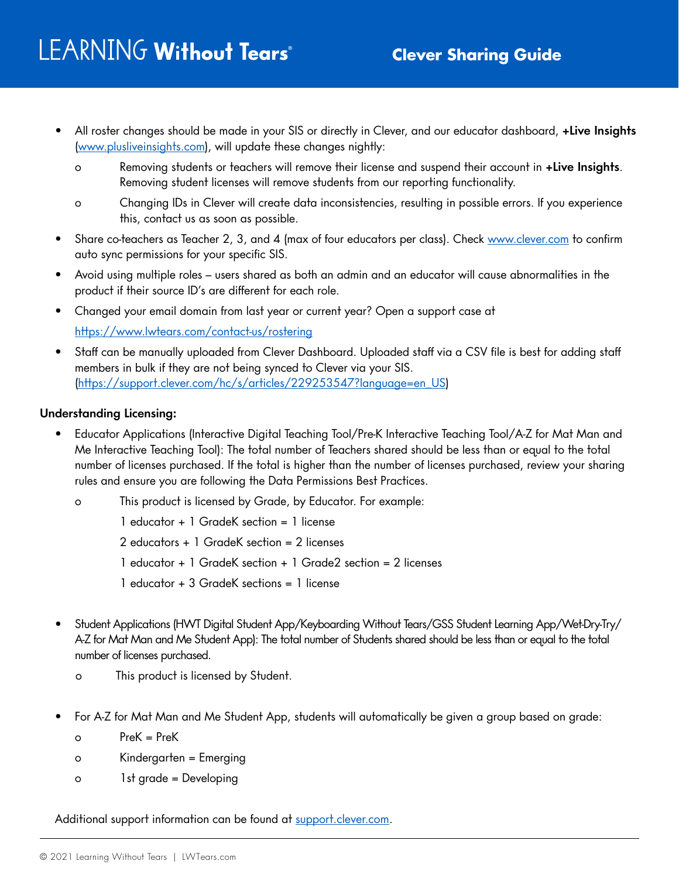- All roster changes should be made in your SIS or directly in Clever, and our educator dashboard, **+Live Insights** (www.plusliveinsights.com), will update these changes nightly:
  - Removing students or teachers will remove their license and suspend their account in **+Live Insights**. Removing student licenses will remove students from our reporting functionality.
  - Changing IDs in Clever will create data inconsistencies, resulting in possible errors. If you experience this, contact us as soon as possible.
- Share co-teachers as Teacher 2, 3, and 4 (max of four educators per class). Check www.clever.com to confirm auto sync permissions for your specific SIS.
- Avoid using multiple roles – users shared as both an admin and an educator will cause abnormalities in the product if their source ID's are different for each role.
- Changed your email domain from last year or current year? Open a support case at https://www.lwtears.com/contact-us/rostering
- Staff can be manually uploaded from Clever Dashboard. Uploaded staff via a CSV file is best for adding staff members in bulk if they are not being synced to Clever via your SIS. (https://support.clever.com/hc/s/articles/229253547?language=en_US)

**Understanding Licensing:**

- Educator Applications (Interactive Digital Teaching Tool/Pre-K Interactive Teaching Tool/A-Z for Mat Man and Me Interactive Teaching Tool): The total number of Teachers shared should be less than or equal to the total number of licenses purchased. If the total is higher than the number of licenses purchased, review your sharing rules and ensure you are following the Data Permissions Best Practices.
  - This product is licensed by Grade, by Educator. For example:

    1 educator + 1 GradeK section = 1 license

    2 educators + 1 GradeK section = 2 licenses

    1 educator + 1 GradeK section + 1 Grade2 section = 2 licenses

    1 educator + 3 GradeK sections = 1 license

- Student Applications (HWT Digital Student App/Keyboarding Without Tears/GSS Student Learning App/Wet-Dry-Try/A-Z for Mat Man and Me Student App): The total number of Students shared should be less than or equal to the total number of licenses purchased.
  - This product is licensed by Student.

- For A-Z for Mat Man and Me Student App, students will automatically be given a group based on grade:
  - PreK = PreK
  - Kindergarten = Emerging
  - 1st grade = Developing

Additional support information can be found at support.clever.com.